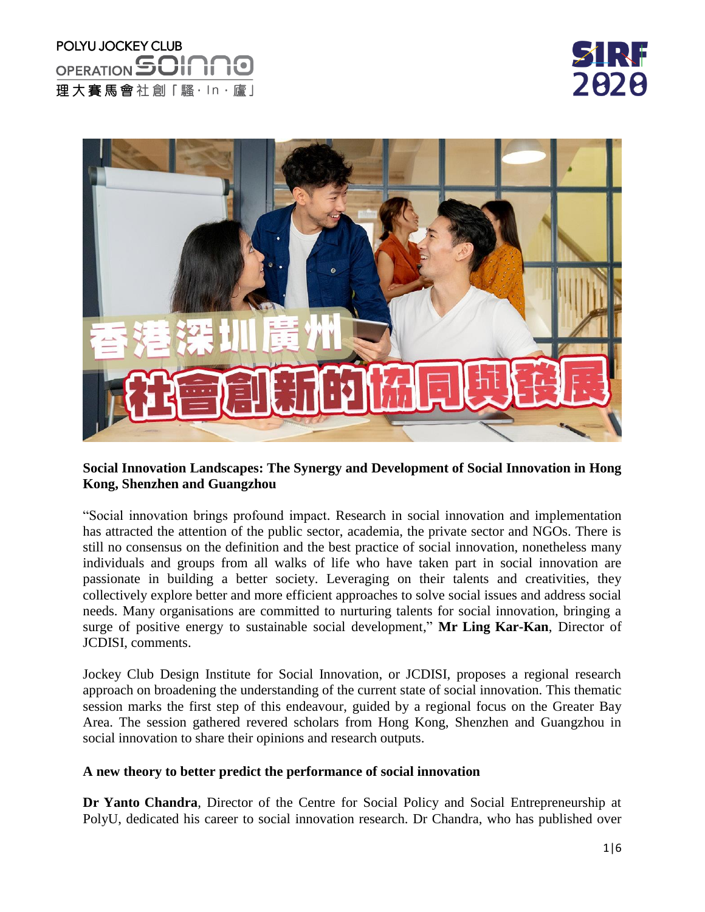**Social Innovation Landscapes: The Synergy and Development of Social Innovation in Hong Kong, Shenzhen and Guangzhou**

"Social innovation brings profound impact. Research in social innovation and implementation has attracted the attention of the public sector, academia, the private sector and NGOs. There is still no consensus on the definition and the best practice of social innovation, nonetheless many individuals and groups from all walks of life who have taken part in social innovation are passionate in building a better society. Leveraging on their talents and creativities, they collectively explore better and more efficient approaches to solve social issues and address social needs. Many organisations are committed to nurturing talents for social innovation, bringing a surge of positive energy to sustainable social development," **Mr Ling Kar-Kan**, Director of JCDISI, comments.

Jockey Club Design Institute for Social Innovation, or JCDISI, proposes a regional research approach on broadening the understanding of the current state of social innovation. This thematic session marks the first step of this endeavour, guided by a regional focus on the Greater Bay Area. The session gathered revered scholars from Hong Kong, Shenzhen and Guangzhou in social innovation to share their opinions and research outputs.

**A new theory to better predict the performance of social innovation**

**Dr Yanto Chandra**, Director of the Centre for Social Policy and Social Entrepreneurship at PolyU, dedicated his career to social innovation research. Dr Chandra, who has published over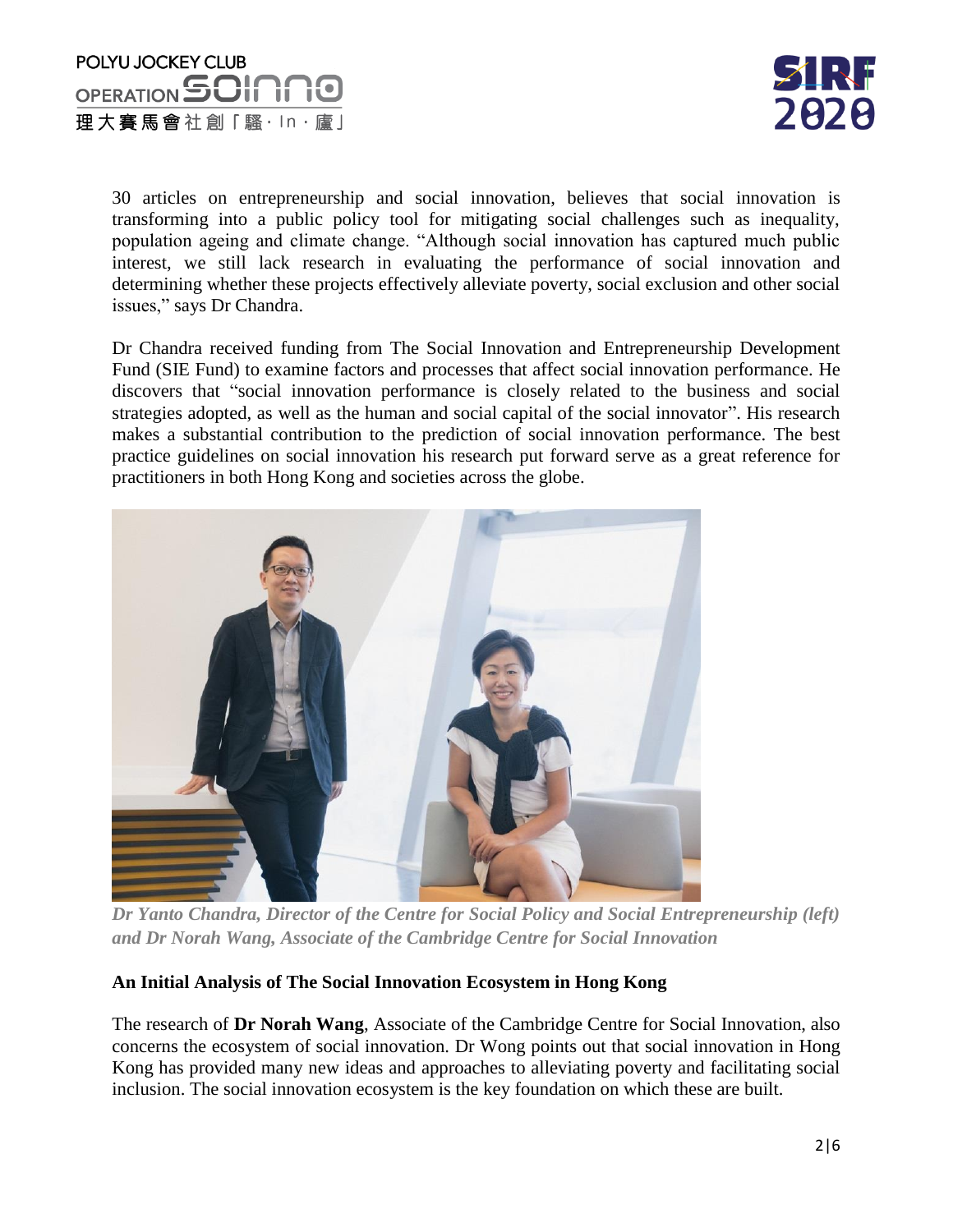30 articles on entrepreneurship and social innovation, believes that social innovation is transforming into a public policy tool for mitigating social challenges such as inequality, population ageing and climate change. "Although social innovation has captured much public interest, we still lack research in evaluating the performance of social innovation and determining whether these projects effectively alleviate poverty, social exclusion and other social issues," says Dr Chandra.

Dr Chandra received funding from The Social Innovation and Entrepreneurship Development Fund (SIE Fund) to examine factors and processes that affect social innovation performance. He discovers that "social innovation performance is closely related to the business and social strategies adopted, as well as the human and social capital of the social innovator". His research makes a substantial contribution to the prediction of social innovation performance. The best practice guidelines on social innovation his research put forward serve as a great reference for practitioners in both Hong Kong and societies across the globe.

*Dr Yanto Chandra, Director of the Centre for Social Policy and Social Entrepreneurship (left) and Dr Norah Wang, Associate of the Cambridge Centre for Social Innovation*

**An Initial Analysis of The Social Innovation Ecosystem in Hong Kong**

The research of **Dr Norah Wang**, Associate of the Cambridge Centre for Social Innovation, also concerns the ecosystem of social innovation. Dr Wong points out that social innovation in Hong Kong has provided many new ideas and approaches to alleviating poverty and facilitating social inclusion. The social innovation ecosystem is the key foundation on which these are built.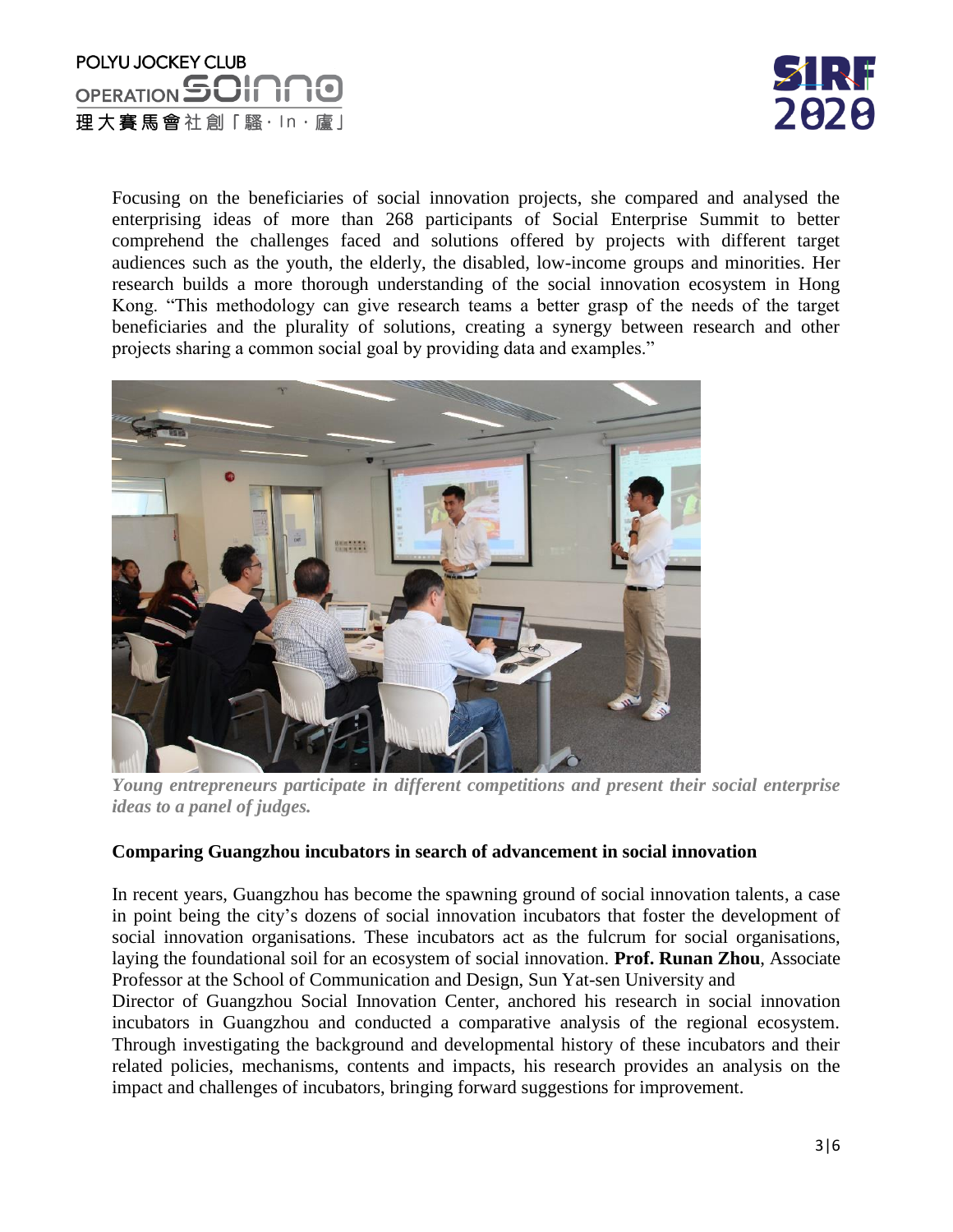Focusing on the beneficiaries of social innovation projects, she compared and analysed the enterprising ideas of more than 268 participants of Social Enterprise Summit to better comprehend the challenges faced and solutions offered by projects with different target audiences such as the youth, the elderly, the disabled, low-income groups and minorities. Her research builds a more thorough understanding of the social innovation ecosystem in Hong Kong. "This methodology can give research teams a better grasp of the needs of the target beneficiaries and the plurality of solutions, creating a synergy between research and other projects sharing a common social goal by providing data and examples."

***Young entrepreneurs participate in different competitions and present their social enterprise ideas to a panel of judges.***

**Comparing Guangzhou incubators in search of advancement in social innovation**

In recent years, Guangzhou has become the spawning ground of social innovation talents, a case in point being the city's dozens of social innovation incubators that foster the development of social innovation organisations. These incubators act as the fulcrum for social organisations, laying the foundational soil for an ecosystem of social innovation. **Prof. Runan Zhou**, Associate Professor at the School of Communication and Design, Sun Yat-sen University and Director of Guangzhou Social Innovation Center, anchored his research in social innovation incubators in Guangzhou and conducted a comparative analysis of the regional ecosystem. Through investigating the background and developmental history of these incubators and their related policies, mechanisms, contents and impacts, his research provides an analysis on the impact and challenges of incubators, bringing forward suggestions for improvement.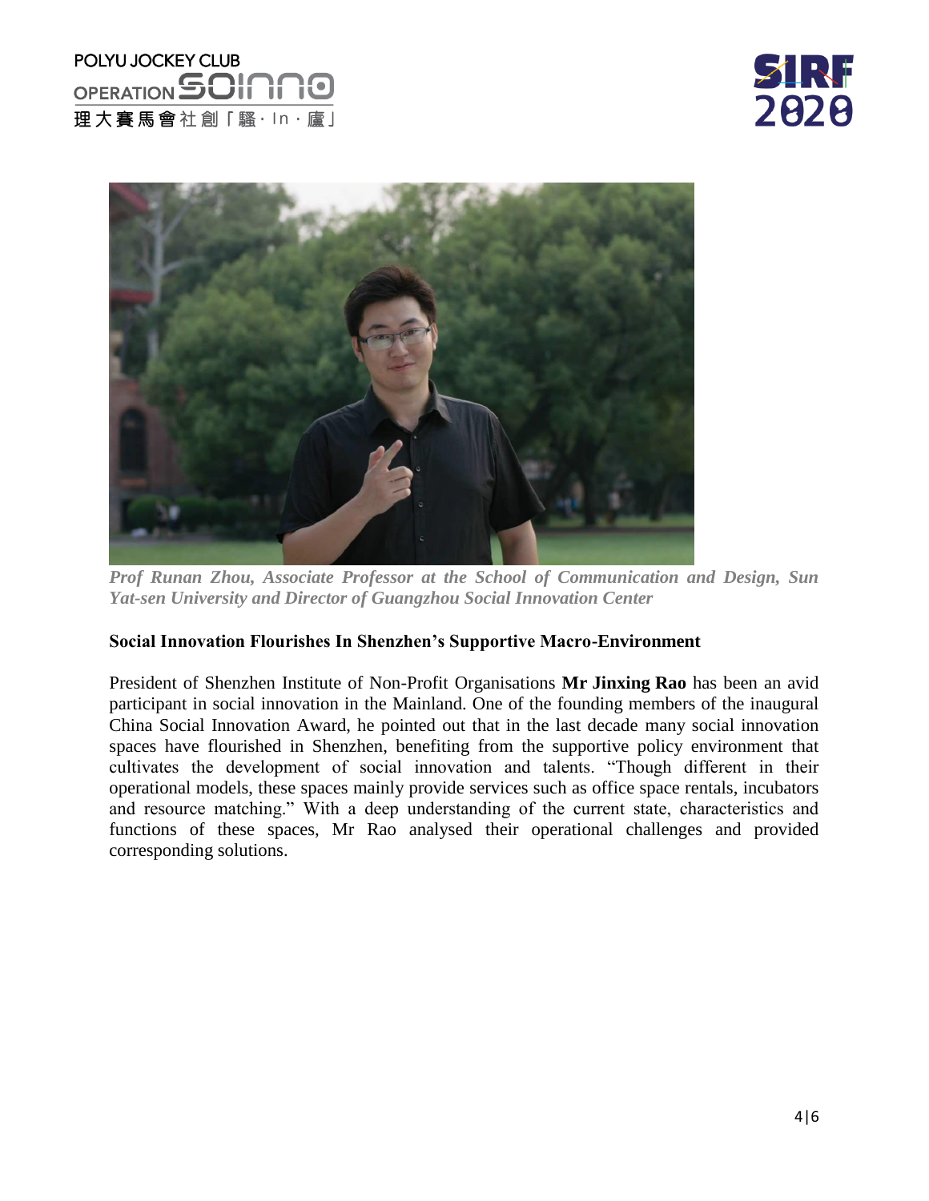*Prof Runan Zhou, Associate Professor at the School of Communication and Design, Sun Yat-sen University and Director of Guangzhou Social Innovation Center*

**Social Innovation Flourishes In Shenzhen's Supportive Macro-Environment**

President of Shenzhen Institute of Non-Profit Organisations **Mr Jinxing Rao** has been an avid participant in social innovation in the Mainland. One of the founding members of the inaugural China Social Innovation Award, he pointed out that in the last decade many social innovation spaces have flourished in Shenzhen, benefiting from the supportive policy environment that cultivates the development of social innovation and talents. "Though different in their operational models, these spaces mainly provide services such as office space rentals, incubators and resource matching." With a deep understanding of the current state, characteristics and functions of these spaces, Mr Rao analysed their operational challenges and provided corresponding solutions.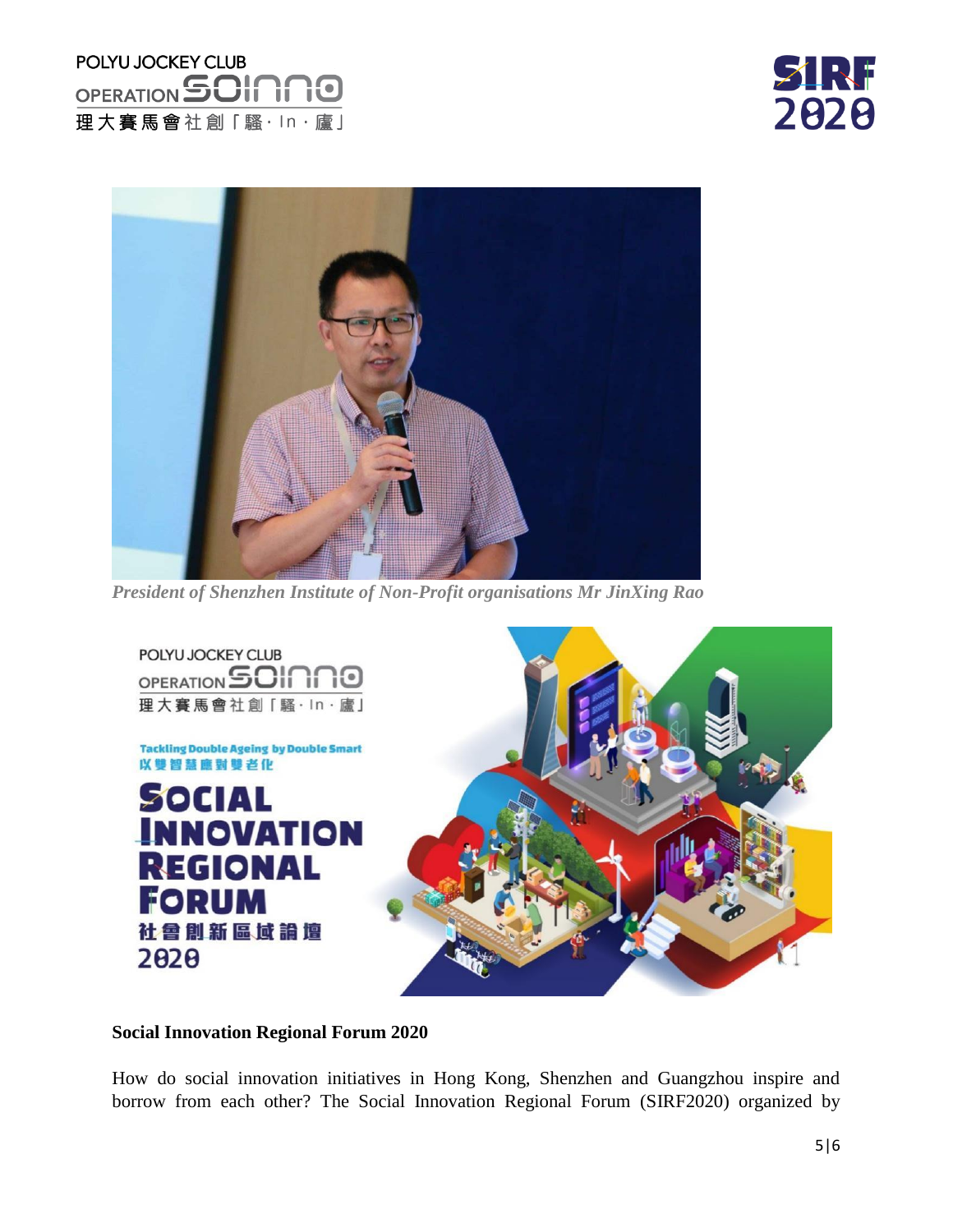*President of Shenzhen Institute of Non-Profit organisations Mr JinXing Rao*

**Social Innovation Regional Forum 2020**

How do social innovation initiatives in Hong Kong, Shenzhen and Guangzhou inspire and borrow from each other? The Social Innovation Regional Forum (SIRF2020) organized by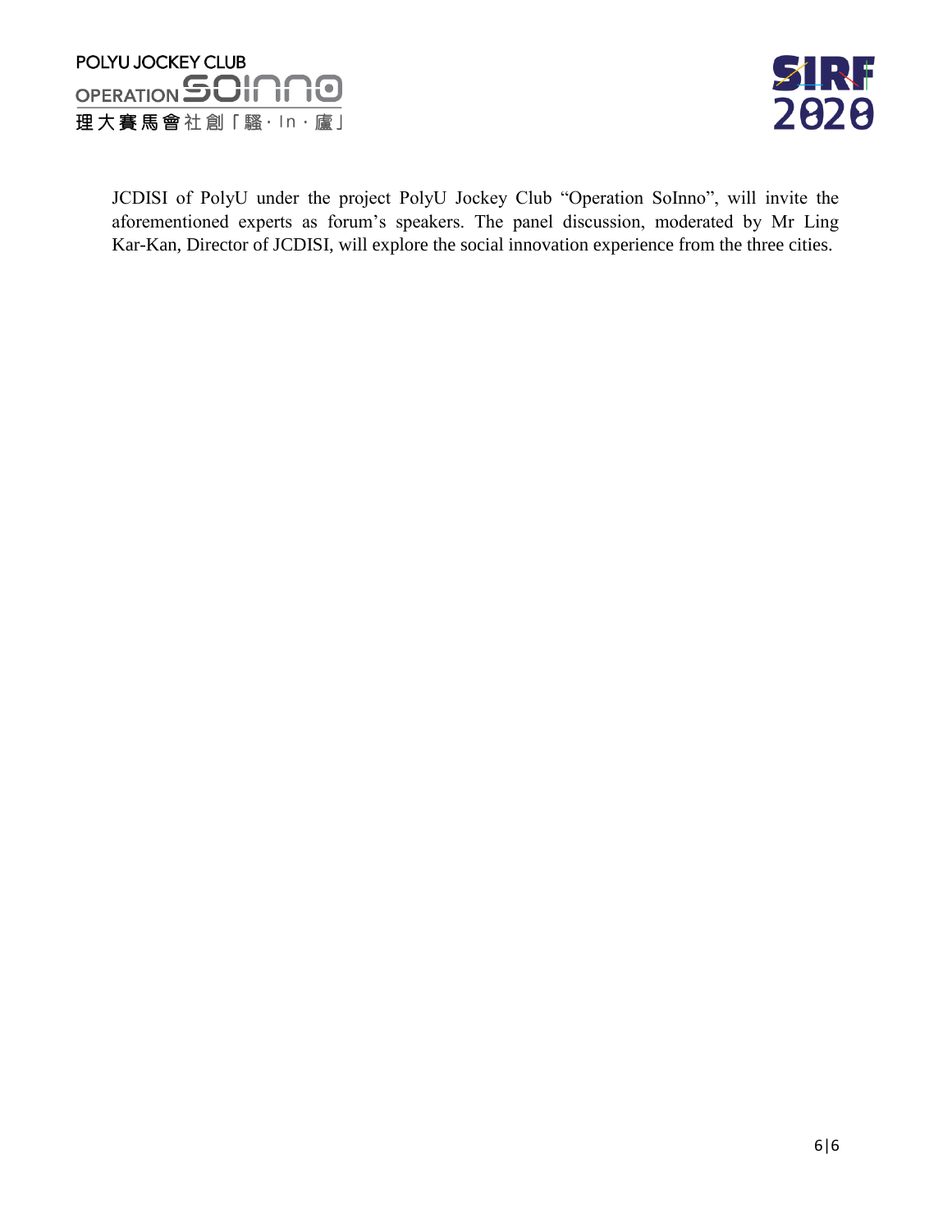JCDISI of PolyU under the project PolyU Jockey Club “Operation SoInno”, will invite the aforementioned experts as forum’s speakers. The panel discussion, moderated by Mr Ling Kar-Kan, Director of JCDISI, will explore the social innovation experience from the three cities.